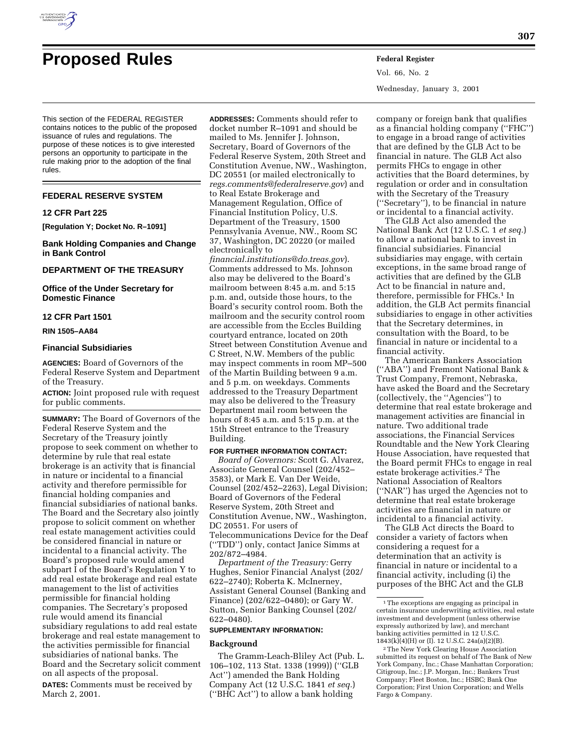# Proposed Rules

This section of the FEDERAL REGISTER contains notices to the public of the proposed issuance of rules and regulations. The purpose of these notices is to give interested persons an opportunity to participate in the rule making prior to the adoption of the final rules.

## FEDERAL RESERVE SYSTEM

### 12 CFR Part 225

**[Regulation Y; Docket No. R–1091]**

### Bank Holding Companies and Change in Bank Control

## DEPARTMENT OF THE TREASURY

### Office of the Under Secretary for Domestic Finance

### 12 CFR Part 1501

**RIN 1505–AA84**

### Financial Subsidiaries

**AGENCIES:** Board of Governors of the Federal Reserve System and Department of the Treasury.

**ACTION:** Joint proposed rule with request for public comments.

**SUMMARY:** The Board of Governors of the Federal Reserve System and the Secretary of the Treasury jointly propose to seek comment on whether to determine by rule that real estate brokerage is an activity that is financial in nature or incidental to a financial activity and therefore permissible for financial holding companies and financial subsidiaries of national banks. The Board and the Secretary also jointly propose to solicit comment on whether real estate management activities could be considered financial in nature or incidental to a financial activity. The Board's proposed rule would amend subpart I of the Board's Regulation Y to add real estate brokerage and real estate management to the list of activities permissible for financial holding companies. The Secretary's proposed rule would amend its financial subsidiary regulations to add real estate brokerage and real estate management to the activities permissible for financial subsidiaries of national banks. The Board and the Secretary solicit comment on all aspects of the proposal.

**DATES:** Comments must be received by March 2, 2001.

**ADDRESSES:** Comments should refer to docket number R–1091 and should be mailed to Ms. Jennifer J. Johnson, Secretary, Board of Governors of the Federal Reserve System, 20th Street and Constitution Avenue, NW., Washington, DC 20551 (or mailed electronically to *regs.comments@federalreserve.gov*) and to Real Estate Brokerage and Management Regulation, Office of Financial Institution Policy, U.S. Department of the Treasury, 1500 Pennsylvania Avenue, NW., Room SC 37, Washington, DC 20220 (or mailed electronically to *financial.institutions@do.treas.gov*). Comments addressed to Ms. Johnson also may be delivered to the Board's mailroom between 8:45 a.m. and 5:15 p.m. and, outside those hours, to the Board's security control room. Both the mailroom and the security control room are accessible from the Eccles Building courtyard entrance, located on 20th Street between Constitution Avenue and C Street, N.W. Members of the public may inspect comments in room MP–500 of the Martin Building between 9 a.m. and 5 p.m. on weekdays. Comments addressed to the Treasury Department may also be delivered to the Treasury Department mail room between the hours of 8:45 a.m. and 5:15 p.m. at the 15th Street entrance to the Treasury Building.

**FOR FURTHER INFORMATION CONTACT:**

*Board of Governors:* Scott G. Alvarez, Associate General Counsel (202/452–3583), or Mark E. Van Der Weide, Counsel (202/452–2263), Legal Division; Board of Governors of the Federal Reserve System, 20th Street and Constitution Avenue, NW., Washington, DC 20551. For users of Telecommunications Device for the Deaf (''TDD'') only, contact Janice Simms at 202/872–4984.

*Department of the Treasury:* Gerry Hughes, Senior Financial Analyst (202/622–2740); Roberta K. McInerney, Assistant General Counsel (Banking and Finance) (202/622–0480); or Gary W. Sutton, Senior Banking Counsel (202/622–0480).

**SUPPLEMENTARY INFORMATION:**

### Background

The Gramm-Leach-Bliley Act (Pub. L. 106–102, 113 Stat. 1338 (1999)) (''GLB Act'') amended the Bank Holding Company Act (12 U.S.C. 1841 *et seq.*) (''BHC Act'') to allow a bank holding company or foreign bank that qualifies as a financial holding company (''FHC'') to engage in a broad range of activities that are defined by the GLB Act to be financial in nature. The GLB Act also permits FHCs to engage in other activities that the Board determines, by regulation or order and in consultation with the Secretary of the Treasury (''Secretary''), to be financial in nature or incidental to a financial activity.

The GLB Act also amended the National Bank Act (12 U.S.C. 1 *et seq.*) to allow a national bank to invest in financial subsidiaries. Financial subsidiaries may engage, with certain exceptions, in the same broad range of activities that are defined by the GLB Act to be financial in nature and, therefore, permissible for FHCs.[1] In addition, the GLB Act permits financial subsidiaries to engage in other activities that the Secretary determines, in consultation with the Board, to be financial in nature or incidental to a financial activity.

The American Bankers Association (''ABA'') and Fremont National Bank & Trust Company, Fremont, Nebraska, have asked the Board and the Secretary (collectively, the ''Agencies'') to determine that real estate brokerage and management activities are financial in nature. Two additional trade associations, the Financial Services Roundtable and the New York Clearing House Association, have requested that the Board permit FHCs to engage in real estate brokerage activities.[2] The National Association of Realtors (''NAR'') has urged the Agencies not to determine that real estate brokerage activities are financial in nature or incidental to a financial activity.

The GLB Act directs the Board to consider a variety of factors when considering a request for a determination that an activity is financial in nature or incidental to a financial activity, including (i) the purposes of the BHC Act and the GLB

---

[1] The exceptions are engaging as principal in certain insurance underwriting activities, real estate investment and development (unless otherwise expressly authorized by law), and merchant banking activities permitted in 12 U.S.C. 1843(k)(4)(H) or (I). 12 U.S.C. 24a(a)(2)(B).

[2] The New York Clearing House Association submitted its request on behalf of The Bank of New York Company, Inc.; Chase Manhattan Corporation; Citigroup, Inc.; J.P. Morgan, Inc.; Bankers Trust Company; Fleet Boston, Inc.; HSBC; Bank One Corporation; First Union Corporation; and Wells Fargo & Company.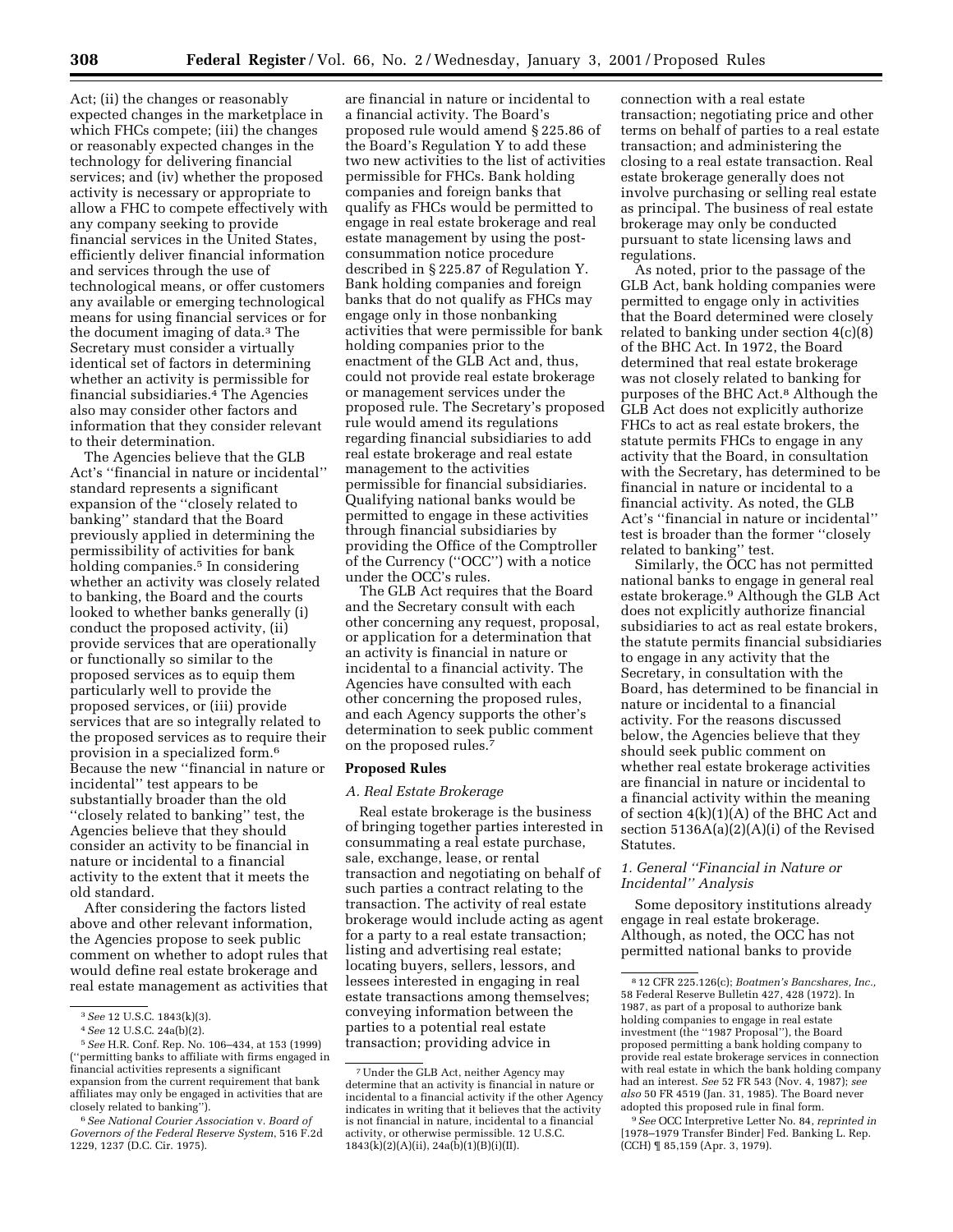Act; (ii) the changes or reasonably expected changes in the marketplace in which FHCs compete; (iii) the changes or reasonably expected changes in the technology for delivering financial services; and (iv) whether the proposed activity is necessary or appropriate to allow a FHC to compete effectively with any company seeking to provide financial services in the United States, efficiently deliver financial information and services through the use of technological means, or offer customers any available or emerging technological means for using financial services or for the document imaging of data.[3] The Secretary must consider a virtually identical set of factors in determining whether an activity is permissible for financial subsidiaries.[4] The Agencies also may consider other factors and information that they consider relevant to their determination.

The Agencies believe that the GLB Act's ''financial in nature or incidental'' standard represents a significant expansion of the ''closely related to banking'' standard that the Board previously applied in determining the permissibility of activities for bank holding companies.[5] In considering whether an activity was closely related to banking, the Board and the courts looked to whether banks generally (i) conduct the proposed activity, (ii) provide services that are operationally or functionally so similar to the proposed services as to equip them particularly well to provide the proposed services, or (iii) provide services that are so integrally related to the proposed services as to require their provision in a specialized form.[6] Because the new ''financial in nature or incidental'' test appears to be substantially broader than the old ''closely related to banking'' test, the Agencies believe that they should consider an activity to be financial in nature or incidental to a financial activity to the extent that it meets the old standard.

After considering the factors listed above and other relevant information, the Agencies propose to seek public comment on whether to adopt rules that would define real estate brokerage and real estate management as activities that are financial in nature or incidental to a financial activity. The Board's proposed rule would amend § 225.86 of the Board's Regulation Y to add these two new activities to the list of activities permissible for FHCs. Bank holding companies and foreign banks that qualify as FHCs would be permitted to engage in real estate brokerage and real estate management by using the post-consummation notice procedure described in § 225.87 of Regulation Y. Bank holding companies and foreign banks that do not qualify as FHCs may engage only in those nonbanking activities that were permissible for bank holding companies prior to the enactment of the GLB Act and, thus, could not provide real estate brokerage or management services under the proposed rule. The Secretary's proposed rule would amend its regulations regarding financial subsidiaries to add real estate brokerage and real estate management to the activities permissible for financial subsidiaries. Qualifying national banks would be permitted to engage in these activities through financial subsidiaries by providing the Office of the Comptroller of the Currency (''OCC'') with a notice under the OCC's rules.

The GLB Act requires that the Board and the Secretary consult with each other concerning any request, proposal, or application for a determination that an activity is financial in nature or incidental to a financial activity. The Agencies have consulted with each other concerning the proposed rules, and each Agency supports the other's determination to seek public comment on the proposed rules.[7]

## Proposed Rules

### *A. Real Estate Brokerage*

Real estate brokerage is the business of bringing together parties interested in consummating a real estate purchase, sale, exchange, lease, or rental transaction and negotiating on behalf of such parties a contract relating to the transaction. The activity of real estate brokerage would include acting as agent for a party to a real estate transaction; listing and advertising real estate; locating buyers, sellers, lessors, and lessees interested in engaging in real estate transactions among themselves; conveying information between the parties to a potential real estate transaction; providing advice in connection with a real estate transaction; negotiating price and other terms on behalf of parties to a real estate transaction; and administering the closing to a real estate transaction. Real estate brokerage generally does not involve purchasing or selling real estate as principal. The business of real estate brokerage may only be conducted pursuant to state licensing laws and regulations.

As noted, prior to the passage of the GLB Act, bank holding companies were permitted to engage only in activities that the Board determined were closely related to banking under section 4(c)(8) of the BHC Act. In 1972, the Board determined that real estate brokerage was not closely related to banking for purposes of the BHC Act.[8] Although the GLB Act does not explicitly authorize FHCs to act as real estate brokers, the statute permits FHCs to engage in any activity that the Board, in consultation with the Secretary, has determined to be financial in nature or incidental to a financial activity. As noted, the GLB Act's ''financial in nature or incidental'' test is broader than the former ''closely related to banking'' test.

Similarly, the OCC has not permitted national banks to engage in general real estate brokerage.[9] Although the GLB Act does not explicitly authorize financial subsidiaries to act as real estate brokers, the statute permits financial subsidiaries to engage in any activity that the Secretary, in consultation with the Board, has determined to be financial in nature or incidental to a financial activity. For the reasons discussed below, the Agencies believe that they should seek public comment on whether real estate brokerage activities are financial in nature or incidental to a financial activity within the meaning of section 4(k)(1)(A) of the BHC Act and section 5136A(a)(2)(A)(i) of the Revised Statutes.

#### *1. General ''Financial in Nature or Incidental'' Analysis*

Some depository institutions already engage in real estate brokerage. Although, as noted, the OCC has not permitted national banks to provide

---

[3] *See* 12 U.S.C. 1843(k)(3).

[4] *See* 12 U.S.C. 24a(b)(2).

[5] *See* H.R. Conf. Rep. No. 106–434, at 153 (1999) (''permitting banks to affiliate with firms engaged in financial activities represents a significant expansion from the current requirement that bank affiliates may only be engaged in activities that are closely related to banking'').

[6] *See National Courier Association* v. *Board of Governors of the Federal Reserve System*, 516 F.2d 1229, 1237 (D.C. Cir. 1975).

[7] Under the GLB Act, neither Agency may determine that an activity is financial in nature or incidental to a financial activity if the other Agency indicates in writing that it believes that the activity is not financial in nature, incidental to a financial activity, or otherwise permissible. 12 U.S.C. 1843(k)(2)(A)(ii), 24a(b)(1)(B)(i)(II).

[8] 12 CFR 225.126(c); *Boatmen's Bancshares, Inc.*, 58 Federal Reserve Bulletin 427, 428 (1972). In 1987, as part of a proposal to authorize bank holding companies to engage in real estate investment (the ''1987 Proposal''), the Board proposed permitting a bank holding company to provide real estate brokerage services in connection with real estate in which the bank holding company had an interest. *See* 52 FR 543 (Nov. 4, 1987); *see also* 50 FR 4519 (Jan. 31, 1985). The Board never adopted this proposed rule in final form.

[9] *See* OCC Interpretive Letter No. 84, *reprinted in* [1978–1979 Transfer Binder] Fed. Banking L. Rep. (CCH) ¶ 85,159 (Apr. 3, 1979).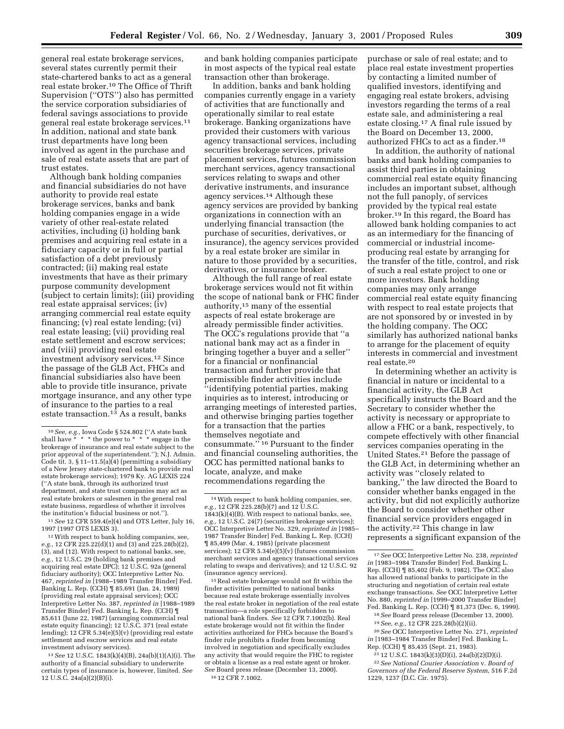general real estate brokerage services, several states currently permit their state-chartered banks to act as a general real estate broker.[10] The Office of Thrift Supervision (''OTS'') also has permitted the service corporation subsidiaries of federal savings associations to provide general real estate brokerage services.[11] In addition, national and state bank trust departments have long been involved as agent in the purchase and sale of real estate assets that are part of trust estates.

Although bank holding companies and financial subsidiaries do not have authority to provide real estate brokerage services, banks and bank holding companies engage in a wide variety of other real-estate related activities, including (i) holding bank premises and acquiring real estate in a fiduciary capacity or in full or partial satisfaction of a debt previously contracted; (ii) making real estate investments that have as their primary purpose community development (subject to certain limits); (iii) providing real estate appraisal services; (iv) arranging commercial real estate equity financing; (v) real estate lending; (vi) real estate leasing; (vii) providing real estate settlement and escrow services; and (viii) providing real estate investment advisory services.[12] Since the passage of the GLB Act, FHCs and financial subsidiaries also have been able to provide title insurance, private mortgage insurance, and any other type of insurance to the parties to a real estate transaction.[13] As a result, banks and bank holding companies participate in most aspects of the typical real estate transaction other than brokerage.

In addition, banks and bank holding companies currently engage in a variety of activities that are functionally and operationally similar to real estate brokerage. Banking organizations have provided their customers with various agency transactional services, including securities brokerage services, private placement services, futures commission merchant services, agency transactional services relating to swaps and other derivative instruments, and insurance agency services.[14] Although these agency services are provided by banking organizations in connection with an underlying financial transaction (the purchase of securities, derivatives, or insurance), the agency services provided by a real estate broker are similar in nature to those provided by a securities, derivatives, or insurance broker.

Although the full range of real estate brokerage services would not fit within the scope of national bank or FHC finder authority,[15] many of the essential aspects of real estate brokerage are already permissible finder activities. The OCC's regulations provide that ''a national bank may act as a finder in bringing together a buyer and a seller'' for a financial or nonfinancial transaction and further provide that permissible finder activities include ''identifying potential parties, making inquiries as to interest, introducing or arranging meetings of interested parties, and otherwise bringing parties together for a transaction that the parties themselves negotiate and consummate.''[16] Pursuant to the finder and financial counseling authorities, the OCC has permitted national banks to locate, analyze, and make recommendations regarding the purchase or sale of real estate; and to place real estate investment properties by contacting a limited number of qualified investors, identifying and engaging real estate brokers, advising investors regarding the terms of a real estate sale, and administering a real estate closing.[17] A final rule issued by the Board on December 13, 2000, authorized FHCs to act as a finder.[18]

In addition, the authority of national banks and bank holding companies to assist third parties in obtaining commercial real estate equity financing includes an important subset, although not the full panoply, of services provided by the typical real estate broker.[19] In this regard, the Board has allowed bank holding companies to act as an intermediary for the financing of commercial or industrial income-producing real estate by arranging for the transfer of the title, control, and risk of such a real estate project to one or more investors. Bank holding companies may only arrange commercial real estate equity financing with respect to real estate projects that are not sponsored by or invested in by the holding company. The OCC similarly has authorized national banks to arrange for the placement of equity interests in commercial and investment real estate.[20]

In determining whether an activity is financial in nature or incidental to a financial activity, the GLB Act specifically instructs the Board and the Secretary to consider whether the activity is necessary or appropriate to allow a FHC or a bank, respectively, to compete effectively with other financial services companies operating in the United States.[21] Before the passage of the GLB Act, in determining whether an activity was ''closely related to banking,'' the law directed the Board to consider whether banks engaged in the activity, but did not explicitly authorize the Board to consider whether other financial service providers engaged in the activity.[22] This change in law represents a significant expansion of the

---

[10] *See, e.g.,* Iowa Code § 524.802 (''A state bank shall have * * * the power to * * * engage in the brokerage of insurance and real estate subject to the prior approval of the superintendent.''); N.J. Admin. Code tit. 3, § 11–11.5(a)(4) (permitting a subsidiary of a New Jersey state-chartered bank to provide real estate brokerage services); 1979 Ky. AG LEXIS 224 (''A state bank, through its authorized trust department, and state trust companies may act as real estate brokers or salesmen in the general real estate business, regardless of whether it involves the institution's fiduciary business or not.'').

[11] *See* 12 CFR 559.4(e)(4) and OTS Letter, July 16, 1997 (1997 OTS LEXIS 3).

[12] With respect to bank holding companies, see, *e.g.,* 12 CFR 225.22(d)(1) and (3) and 225.28(b)(2), (3), and (12). With respect to national banks, see, *e.g.,* 12 U.S.C. 29 (holding bank premises and acquiring real estate DPC); 12 U.S.C. 92a (general fiduciary authority); OCC Interpretive Letter No. 467, *reprinted in* [1988–1989 Transfer Binder] Fed. Banking L. Rep. (CCH) ¶ 85,691 (Jan. 24, 1989) (providing real estate appraisal services); OCC Interpretive Letter No. 387, *reprinted in* [1988–1989 Transfer Binder] Fed. Banking L. Rep. (CCH) ¶ 85,611 (June 22, 1987) (arranging commercial real estate equity financing); 12 U.S.C. 371 (real estate lending); 12 CFR 5.34(e)(5)(v) (providing real estate settlement and escrow services and real estate investment advisory services).

[13] *See* 12 U.S.C. 1843(k)(4)(B), 24a(b)(1)(A)(i). The authority of a financial subsidiary to underwrite certain types of insurance is, however, limited. *See* 12 U.S.C. 24a(a)(2)(B)(i).

[14] With respect to bank holding companies, see, *e.g.,* 12 CFR 225.28(b)(7) and 12 U.S.C. 1843(k)(4)(B). With respect to national banks, see, *e.g.,* 12 U.S.C. 24(7) (securities brokerage services); OCC Interpretive Letter No. 329, *reprinted in* [1985–1987 Transfer Binder] Fed. Banking L. Rep. (CCH) ¶ 85,499 (Mar. 4, 1985) (private placement services); 12 CFR 5.34(e)(5)(v) (futures commission merchant services and agency transactional services relating to swaps and derivatives); and 12 U.S.C. 92 (insurance agency services).

[15] Real estate brokerage would not fit within the finder activities permitted to national banks because real estate brokerage essentially involves the real estate broker in negotiation of the real estate transaction—a role specifically forbidden to national bank finders. *See* 12 CFR 7.1002(b). Real estate brokerage would not fit within the finder activities authorized for FHCs because the Board's finder rule prohibits a finder from becoming involved in negotiation and specifically excludes any activity that would require the FHC to register or obtain a license as a real estate agent or broker. *See* Board press release (December 13, 2000).

[16] 12 CFR 7.1002.

[17] *See* OCC Interpretive Letter No. 238, *reprinted in* [1983–1984 Transfer Binder] Fed. Banking L. Rep. (CCH) ¶ 85,402 (Feb. 9, 1982). The OCC also has allowed national banks to participate in the structuring and negotiation of certain real estate exchange transactions. *See* OCC Interpretive Letter No. 880, *reprinted in* [1999–2000 Transfer Binder] Fed. Banking L. Rep. (CCH) ¶ 81,373 (Dec. 6, 1999).

[18] *See* Board press release (December 13, 2000).

[19] *See, e.g.,* 12 CFR 225.28(b)(2)(ii).

[20] *See* OCC Interpretive Letter No. 271, *reprinted in* [1983–1984 Transfer Binder] Fed. Banking L. Rep. (CCH) ¶ 85,435 (Sept. 21, 1983).

[21] 12 U.S.C. 1843(k)(3)(D)(i), 24a(b)(2)(D)(i).

[22] *See National Courier Association* v. *Board of Governors of the Federal Reserve System,* 516 F.2d 1229, 1237 (D.C. Cir. 1975).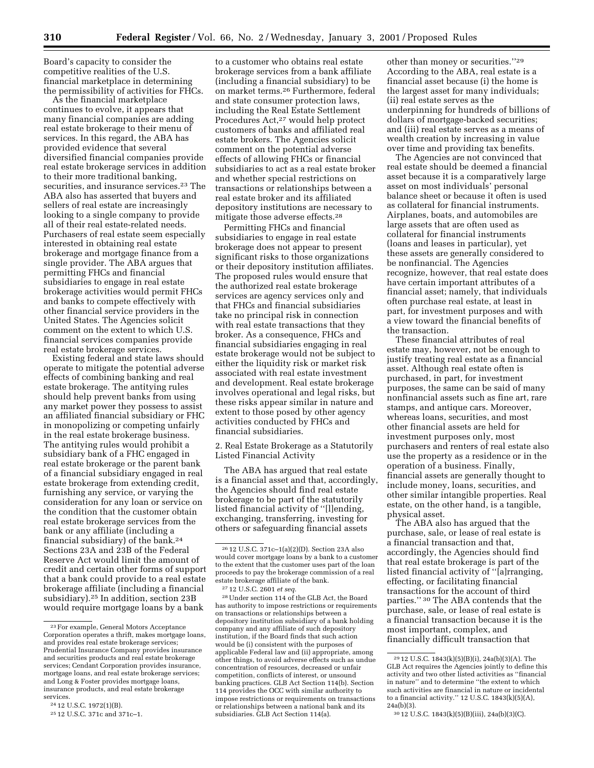Board's capacity to consider the competitive realities of the U.S. financial marketplace in determining the permissibility of activities for FHCs.

As the financial marketplace continues to evolve, it appears that many financial companies are adding real estate brokerage to their menu of services. In this regard, the ABA has provided evidence that several diversified financial companies provide real estate brokerage services in addition to their more traditional banking, securities, and insurance services.[23] The ABA also has asserted that buyers and sellers of real estate are increasingly looking to a single company to provide all of their real estate-related needs. Purchasers of real estate seem especially interested in obtaining real estate brokerage and mortgage finance from a single provider. The ABA argues that permitting FHCs and financial subsidiaries to engage in real estate brokerage activities would permit FHCs and banks to compete effectively with other financial service providers in the United States. The Agencies solicit comment on the extent to which U.S. financial services companies provide real estate brokerage services.

Existing federal and state laws should operate to mitigate the potential adverse effects of combining banking and real estate brokerage. The antitying rules should help prevent banks from using any market power they possess to assist an affiliated financial subsidiary or FHC in monopolizing or competing unfairly in the real estate brokerage business. The antitying rules would prohibit a subsidiary bank of a FHC engaged in real estate brokerage or the parent bank of a financial subsidiary engaged in real estate brokerage from extending credit, furnishing any service, or varying the consideration for any loan or service on the condition that the customer obtain real estate brokerage services from the bank or any affiliate (including a financial subsidiary) of the bank.[24] Sections 23A and 23B of the Federal Reserve Act would limit the amount of credit and certain other forms of support that a bank could provide to a real estate brokerage affiliate (including a financial subsidiary).[25] In addition, section 23B would require mortgage loans by a bank to a customer who obtains real estate brokerage services from a bank affiliate (including a financial subsidiary) to be on market terms.[26] Furthermore, federal and state consumer protection laws, including the Real Estate Settlement Procedures Act,[27] would help protect customers of banks and affiliated real estate brokers. The Agencies solicit comment on the potential adverse effects of allowing FHCs or financial subsidiaries to act as a real estate broker and whether special restrictions on transactions or relationships between a real estate broker and its affiliated depository institutions are necessary to mitigate those adverse effects.[28]

Permitting FHCs and financial subsidiaries to engage in real estate brokerage does not appear to present significant risks to those organizations or their depository institution affiliates. The proposed rules would ensure that the authorized real estate brokerage services are agency services only and that FHCs and financial subsidiaries take no principal risk in connection with real estate transactions that they broker. As a consequence, FHCs and financial subsidiaries engaging in real estate brokerage would not be subject to either the liquidity risk or market risk associated with real estate investment and development. Real estate brokerage involves operational and legal risks, but these risks appear similar in nature and extent to those posed by other agency activities conducted by FHCs and financial subsidiaries.

2. Real Estate Brokerage as a Statutorily Listed Financial Activity

The ABA has argued that real estate is a financial asset and that, accordingly, the Agencies should find real estate brokerage to be part of the statutorily listed financial activity of "[l]ending, exchanging, transferring, investing for others or safeguarding financial assets other than money or securities."[29] According to the ABA, real estate is a financial asset because (i) the home is the largest asset for many individuals; (ii) real estate serves as the underpinning for hundreds of billions of dollars of mortgage-backed securities; and (iii) real estate serves as a means of wealth creation by increasing in value over time and providing tax benefits.

The Agencies are not convinced that real estate should be deemed a financial asset because it is a comparatively large asset on most individuals' personal balance sheet or because it often is used as collateral for financial instruments. Airplanes, boats, and automobiles are large assets that are often used as collateral for financial instruments (loans and leases in particular), yet these assets are generally considered to be nonfinancial. The Agencies recognize, however, that real estate does have certain important attributes of a financial asset; namely, that individuals often purchase real estate, at least in part, for investment purposes and with a view toward the financial benefits of the transaction.

These financial attributes of real estate may, however, not be enough to justify treating real estate as a financial asset. Although real estate often is purchased, in part, for investment purposes, the same can be said of many nonfinancial assets such as fine art, rare stamps, and antique cars. Moreover, whereas loans, securities, and most other financial assets are held for investment purposes only, most purchasers and renters of real estate also use the property as a residence or in the operation of a business. Finally, financial assets are generally thought to include money, loans, securities, and other similar intangible properties. Real estate, on the other hand, is a tangible, physical asset.

The ABA also has argued that the purchase, sale, or lease of real estate is a financial transaction and that, accordingly, the Agencies should find that real estate brokerage is part of the listed financial activity of "[a]rranging, effecting, or facilitating financial transactions for the account of third parties."[30] The ABA contends that the purchase, sale, or lease of real estate is a financial transaction because it is the most important, complex, and financially difficult transaction that

---

[23] For example, General Motors Acceptance Corporation operates a thrift, makes mortgage loans, and provides real estate brokerage services; Prudential Insurance Company provides insurance and securities products and real estate brokerage services; Cendant Corporation provides insurance, mortgage loans, and real estate brokerage services; and Long & Foster provides mortgage loans, insurance products, and real estate brokerage services.

[24] 12 U.S.C. 1972(1)(B).

[25] 12 U.S.C. 371c and 371c–1.

[26] 12 U.S.C. 371c–1(a)(2)(D). Section 23A also would cover mortgage loans by a bank to a customer to the extent that the customer uses part of the loan proceeds to pay the brokerage commission of a real estate brokerage affiliate of the bank.

[27] 12 U.S.C. 2601 *et seq.*

[28] Under section 114 of the GLB Act, the Board has authority to impose restrictions or requirements on transactions or relationships between a depository institution subsidiary of a bank holding company and any affiliate of such depository institution, if the Board finds that such action would be (i) consistent with the purposes of applicable Federal law and (ii) appropriate, among other things, to avoid adverse effects such as undue concentration of resources, decreased or unfair competition, conflicts of interest, or unsound banking practices. GLB Act Section 114(b). Section 114 provides the OCC with similar authority to impose restrictions or requirements on transactions or relationships between a national bank and its subsidiaries. GLB Act Section 114(a).

[29] 12 U.S.C. 1843(k)(5)(B)(i), 24a(b)(3)(A). The GLB Act requires the Agencies jointly to define this activity and two other listed activities as "financial in nature" and to determine "the extent to which such activities are financial in nature or incidental to a financial activity." 12 U.S.C. 1843(k)(5)(A), 24a(b)(3).

[30] 12 U.S.C. 1843(k)(5)(B)(iii), 24a(b)(3)(C).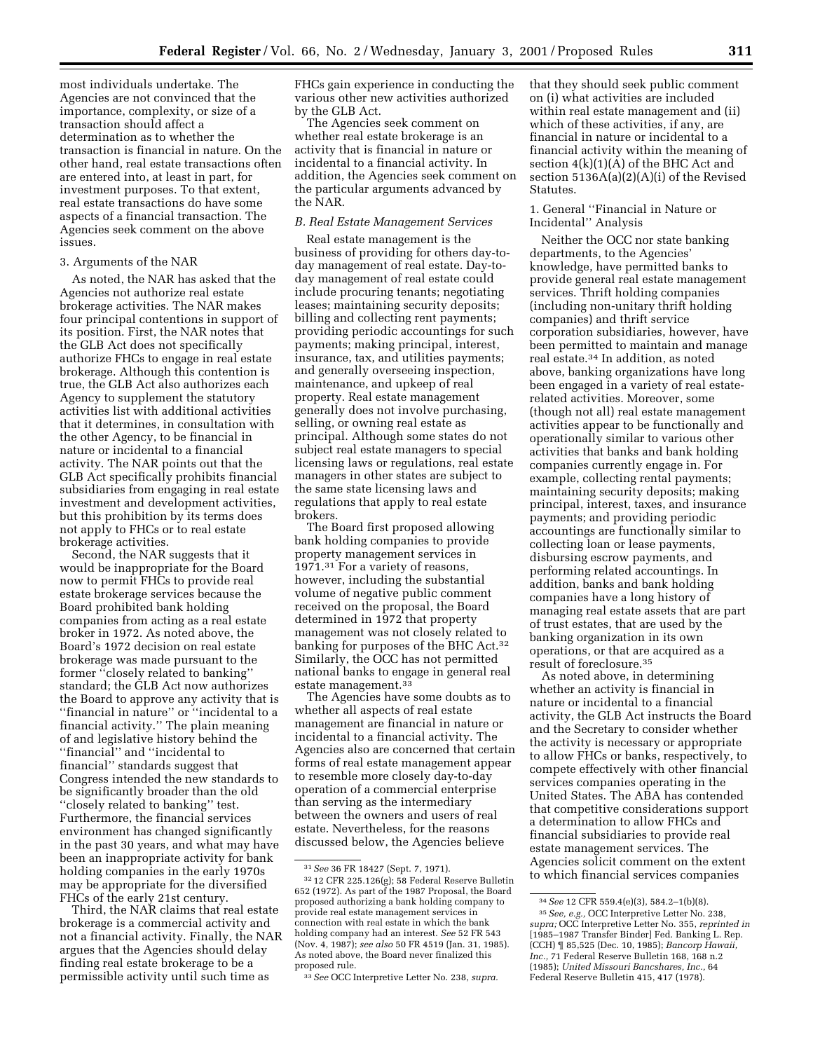most individuals undertake. The Agencies are not convinced that the importance, complexity, or size of a transaction should affect a determination as to whether the transaction is financial in nature. On the other hand, real estate transactions often are entered into, at least in part, for investment purposes. To that extent, real estate transactions do have some aspects of a financial transaction. The Agencies seek comment on the above issues.

3. Arguments of the NAR

As noted, the NAR has asked that the Agencies not authorize real estate brokerage activities. The NAR makes four principal contentions in support of its position. First, the NAR notes that the GLB Act does not specifically authorize FHCs to engage in real estate brokerage. Although this contention is true, the GLB Act also authorizes each Agency to supplement the statutory activities list with additional activities that it determines, in consultation with the other Agency, to be financial in nature or incidental to a financial activity. The NAR points out that the GLB Act specifically prohibits financial subsidiaries from engaging in real estate investment and development activities, but this prohibition by its terms does not apply to FHCs or to real estate brokerage activities.

Second, the NAR suggests that it would be inappropriate for the Board now to permit FHCs to provide real estate brokerage services because the Board prohibited bank holding companies from acting as a real estate broker in 1972. As noted above, the Board's 1972 decision on real estate brokerage was made pursuant to the former ''closely related to banking'' standard; the GLB Act now authorizes the Board to approve any activity that is ''financial in nature'' or ''incidental to a financial activity.'' The plain meaning of and legislative history behind the ''financial'' and ''incidental to financial'' standards suggest that Congress intended the new standards to be significantly broader than the old ''closely related to banking'' test. Furthermore, the financial services environment has changed significantly in the past 30 years, and what may have been an inappropriate activity for bank holding companies in the early 1970s may be appropriate for the diversified FHCs of the early 21st century.

Third, the NAR claims that real estate brokerage is a commercial activity and not a financial activity. Finally, the NAR argues that the Agencies should delay finding real estate brokerage to be a permissible activity until such time as FHCs gain experience in conducting the various other new activities authorized by the GLB Act.

The Agencies seek comment on whether real estate brokerage is an activity that is financial in nature or incidental to a financial activity. In addition, the Agencies seek comment on the particular arguments advanced by the NAR.

*B. Real Estate Management Services*

Real estate management is the business of providing for others day-to-day management of real estate. Day-to-day management of real estate could include procuring tenants; negotiating leases; maintaining security deposits; billing and collecting rent payments; providing periodic accountings for such payments; making principal, interest, insurance, tax, and utilities payments; and generally overseeing inspection, maintenance, and upkeep of real property. Real estate management generally does not involve purchasing, selling, or owning real estate as principal. Although some states do not subject real estate managers to special licensing laws or regulations, real estate managers in other states are subject to the same state licensing laws and regulations that apply to real estate brokers.

The Board first proposed allowing bank holding companies to provide property management services in 1971.[31] For a variety of reasons, however, including the substantial volume of negative public comment received on the proposal, the Board determined in 1972 that property management was not closely related to banking for purposes of the BHC Act.[32] Similarly, the OCC has not permitted national banks to engage in general real estate management.[33]

The Agencies have some doubts as to whether all aspects of real estate management are financial in nature or incidental to a financial activity. The Agencies also are concerned that certain forms of real estate management appear to resemble more closely day-to-day operation of a commercial enterprise than serving as the intermediary between the owners and users of real estate. Nevertheless, for the reasons discussed below, the Agencies believe that they should seek public comment on (i) what activities are included within real estate management and (ii) which of these activities, if any, are financial in nature or incidental to a financial activity within the meaning of section 4(k)(1)(A) of the BHC Act and section 5136A(a)(2)(A)(i) of the Revised Statutes.

1. General ''Financial in Nature or Incidental'' Analysis

Neither the OCC nor state banking departments, to the Agencies' knowledge, have permitted banks to provide general real estate management services. Thrift holding companies (including non-unitary thrift holding companies) and thrift service corporation subsidiaries, however, have been permitted to maintain and manage real estate.[34] In addition, as noted above, banking organizations have long been engaged in a variety of real estate-related activities. Moreover, some (though not all) real estate management activities appear to be functionally and operationally similar to various other activities that banks and bank holding companies currently engage in. For example, collecting rental payments; maintaining security deposits; making principal, interest, taxes, and insurance payments; and providing periodic accountings are functionally similar to collecting loan or lease payments, disbursing escrow payments, and performing related accountings. In addition, banks and bank holding companies have a long history of managing real estate assets that are part of trust estates, that are used by the banking organization in its own operations, or that are acquired as a result of foreclosure.[35]

As noted above, in determining whether an activity is financial in nature or incidental to a financial activity, the GLB Act instructs the Board and the Secretary to consider whether the activity is necessary or appropriate to allow FHCs or banks, respectively, to compete effectively with other financial services companies operating in the United States. The ABA has contended that competitive considerations support a determination to allow FHCs and financial subsidiaries to provide real estate management services. The Agencies solicit comment on the extent to which financial services companies

---

[31] *See* 36 FR 18427 (Sept. 7, 1971).

[32] 12 CFR 225.126(g); 58 Federal Reserve Bulletin 652 (1972). As part of the 1987 Proposal, the Board proposed authorizing a bank holding company to provide real estate management services in connection with real estate in which the bank holding company had an interest. *See* 52 FR 543 (Nov. 4, 1987); *see also* 50 FR 4519 (Jan. 31, 1985). As noted above, the Board never finalized this proposed rule.

[33] *See* OCC Interpretive Letter No. 238, *supra.*

[34] *See* 12 CFR 559.4(e)(3), 584.2–1(b)(8).

[35] *See, e.g.,* OCC Interpretive Letter No. 238, *supra;* OCC Interpretive Letter No. 355, *reprinted in* [1985–1987 Transfer Binder] Fed. Banking L. Rep. (CCH) ¶ 85,525 (Dec. 10, 1985); *Bancorp Hawaii, Inc.,* 71 Federal Reserve Bulletin 168, 168 n.2 (1985); *United Missouri Bancshares, Inc.,* 64 Federal Reserve Bulletin 415, 417 (1978).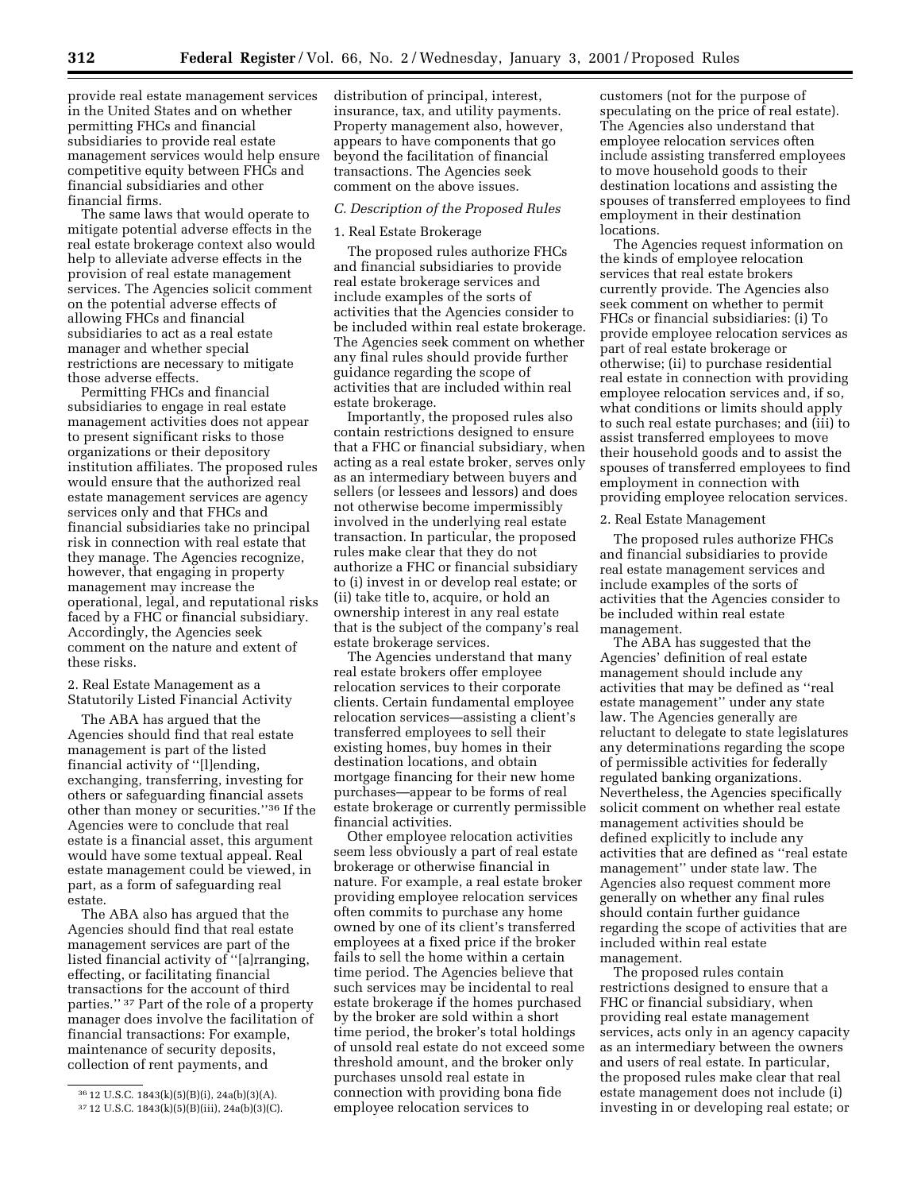provide real estate management services in the United States and on whether permitting FHCs and financial subsidiaries to provide real estate management services would help ensure competitive equity between FHCs and financial subsidiaries and other financial firms.

The same laws that would operate to mitigate potential adverse effects in the real estate brokerage context also would help to alleviate adverse effects in the provision of real estate management services. The Agencies solicit comment on the potential adverse effects of allowing FHCs and financial subsidiaries to act as a real estate manager and whether special restrictions are necessary to mitigate those adverse effects.

Permitting FHCs and financial subsidiaries to engage in real estate management activities does not appear to present significant risks to those organizations or their depository institution affiliates. The proposed rules would ensure that the authorized real estate management services are agency services only and that FHCs and financial subsidiaries take no principal risk in connection with real estate that they manage. The Agencies recognize, however, that engaging in property management may increase the operational, legal, and reputational risks faced by a FHC or financial subsidiary. Accordingly, the Agencies seek comment on the nature and extent of these risks.

2. Real Estate Management as a Statutorily Listed Financial Activity

The ABA has argued that the Agencies should find that real estate management is part of the listed financial activity of ''[l]ending, exchanging, transferring, investing for others or safeguarding financial assets other than money or securities.''[36] If the Agencies were to conclude that real estate is a financial asset, this argument would have some textual appeal. Real estate management could be viewed, in part, as a form of safeguarding real estate.

The ABA also has argued that the Agencies should find that real estate management services are part of the listed financial activity of ''[a]rranging, effecting, or facilitating financial transactions for the account of third parties.''[37] Part of the role of a property manager does involve the facilitation of financial transactions: For example, maintenance of security deposits, collection of rent payments, and distribution of principal, interest, insurance, tax, and utility payments. Property management also, however, appears to have components that go beyond the facilitation of financial transactions. The Agencies seek comment on the above issues.

*C. Description of the Proposed Rules*

1. Real Estate Brokerage

The proposed rules authorize FHCs and financial subsidiaries to provide real estate brokerage services and include examples of the sorts of activities that the Agencies consider to be included within real estate brokerage. The Agencies seek comment on whether any final rules should provide further guidance regarding the scope of activities that are included within real estate brokerage.

Importantly, the proposed rules also contain restrictions designed to ensure that a FHC or financial subsidiary, when acting as a real estate broker, serves only as an intermediary between buyers and sellers (or lessees and lessors) and does not otherwise become impermissibly involved in the underlying real estate transaction. In particular, the proposed rules make clear that they do not authorize a FHC or financial subsidiary to (i) invest in or develop real estate; or (ii) take title to, acquire, or hold an ownership interest in any real estate that is the subject of the company's real estate brokerage services.

The Agencies understand that many real estate brokers offer employee relocation services to their corporate clients. Certain fundamental employee relocation services—assisting a client's transferred employees to sell their existing homes, buy homes in their destination locations, and obtain mortgage financing for their new home purchases—appear to be forms of real estate brokerage or currently permissible financial activities.

Other employee relocation activities seem less obviously a part of real estate brokerage or otherwise financial in nature. For example, a real estate broker providing employee relocation services often commits to purchase any home owned by one of its client's transferred employees at a fixed price if the broker fails to sell the home within a certain time period. The Agencies believe that such services may be incidental to real estate brokerage if the homes purchased by the broker are sold within a short time period, the broker's total holdings of unsold real estate do not exceed some threshold amount, and the broker only purchases unsold real estate in connection with providing bona fide employee relocation services to customers (not for the purpose of speculating on the price of real estate). The Agencies also understand that employee relocation services often include assisting transferred employees to move household goods to their destination locations and assisting the spouses of transferred employees to find employment in their destination locations.

The Agencies request information on the kinds of employee relocation services that real estate brokers currently provide. The Agencies also seek comment on whether to permit FHCs or financial subsidiaries: (i) To provide employee relocation services as part of real estate brokerage or otherwise; (ii) to purchase residential real estate in connection with providing employee relocation services and, if so, what conditions or limits should apply to such real estate purchases; and (iii) to assist transferred employees to move their household goods and to assist the spouses of transferred employees to find employment in connection with providing employee relocation services.

2. Real Estate Management

The proposed rules authorize FHCs and financial subsidiaries to provide real estate management services and include examples of the sorts of activities that the Agencies consider to be included within real estate management.

The ABA has suggested that the Agencies' definition of real estate management should include any activities that may be defined as ''real estate management'' under any state law. The Agencies generally are reluctant to delegate to state legislatures any determinations regarding the scope of permissible activities for federally regulated banking organizations. Nevertheless, the Agencies specifically solicit comment on whether real estate management activities should be defined explicitly to include any activities that are defined as ''real estate management'' under state law. The Agencies also request comment more generally on whether any final rules should contain further guidance regarding the scope of activities that are included within real estate management.

The proposed rules contain restrictions designed to ensure that a FHC or financial subsidiary, when providing real estate management services, acts only in an agency capacity as an intermediary between the owners and users of real estate. In particular, the proposed rules make clear that real estate management does not include (i) investing in or developing real estate; or

[36] 12 U.S.C. 1843(k)(5)(B)(i), 24a(b)(3)(A).

[37] 12 U.S.C. 1843(k)(5)(B)(iii), 24a(b)(3)(C).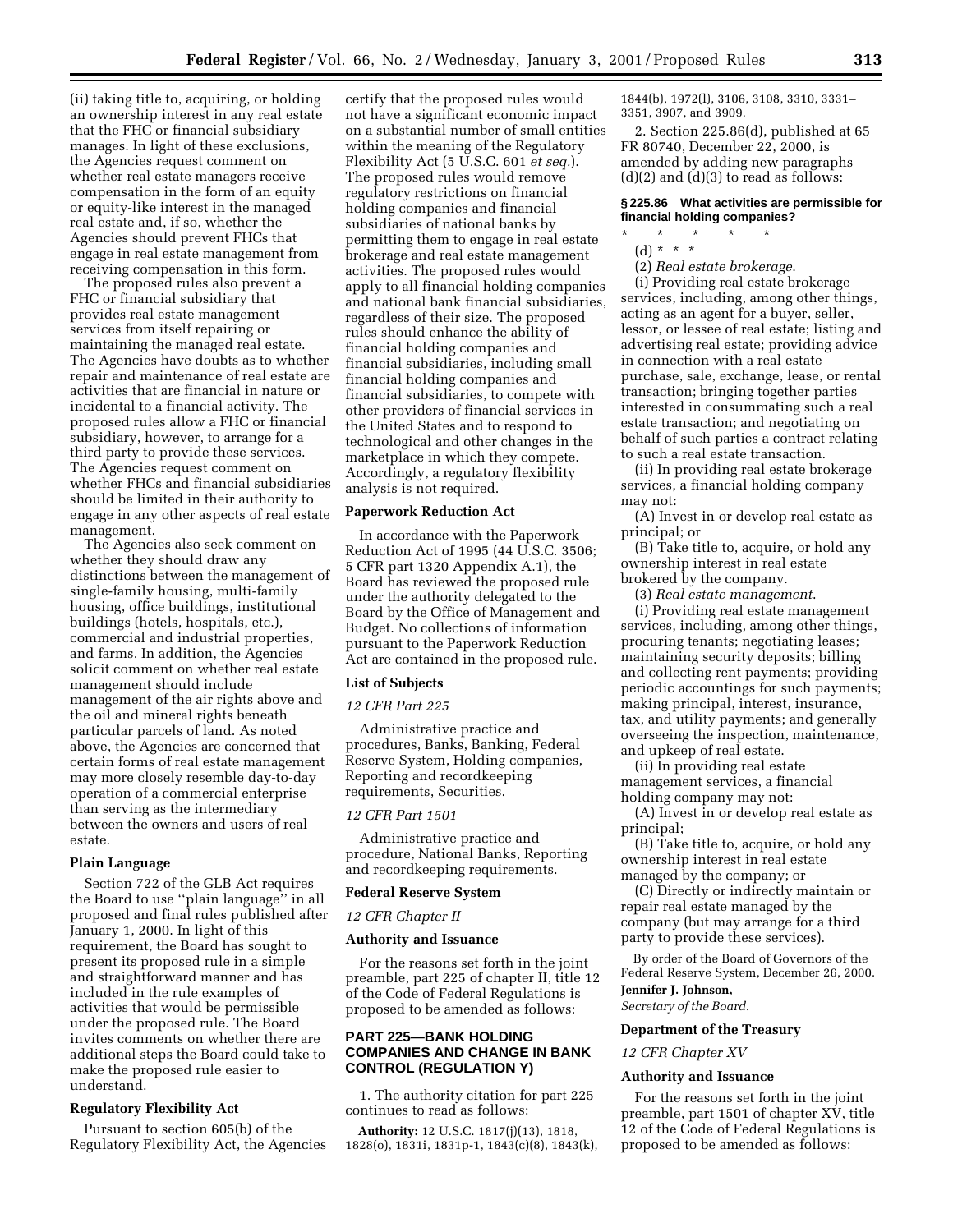(ii) taking title to, acquiring, or holding an ownership interest in any real estate that the FHC or financial subsidiary manages. In light of these exclusions, the Agencies request comment on whether real estate managers receive compensation in the form of an equity or equity-like interest in the managed real estate and, if so, whether the Agencies should prevent FHCs that engage in real estate management from receiving compensation in this form.

The proposed rules also prevent a FHC or financial subsidiary that provides real estate management services from itself repairing or maintaining the managed real estate. The Agencies have doubts as to whether repair and maintenance of real estate are activities that are financial in nature or incidental to a financial activity. The proposed rules allow a FHC or financial subsidiary, however, to arrange for a third party to provide these services. The Agencies request comment on whether FHCs and financial subsidiaries should be limited in their authority to engage in any other aspects of real estate management.

The Agencies also seek comment on whether they should draw any distinctions between the management of single-family housing, multi-family housing, office buildings, institutional buildings (hotels, hospitals, etc.), commercial and industrial properties, and farms. In addition, the Agencies solicit comment on whether real estate management should include management of the air rights above and the oil and mineral rights beneath particular parcels of land. As noted above, the Agencies are concerned that certain forms of real estate management may more closely resemble day-to-day operation of a commercial enterprise than serving as the intermediary between the owners and users of real estate.

**Plain Language**

Section 722 of the GLB Act requires the Board to use ''plain language'' in all proposed and final rules published after January 1, 2000. In light of this requirement, the Board has sought to present its proposed rule in a simple and straightforward manner and has included in the rule examples of activities that would be permissible under the proposed rule. The Board invites comments on whether there are additional steps the Board could take to make the proposed rule easier to understand.

**Regulatory Flexibility Act**

Pursuant to section 605(b) of the Regulatory Flexibility Act, the Agencies certify that the proposed rules would not have a significant economic impact on a substantial number of small entities within the meaning of the Regulatory Flexibility Act (5 U.S.C. 601 *et seq.*). The proposed rules would remove regulatory restrictions on financial holding companies and financial subsidiaries of national banks by permitting them to engage in real estate brokerage and real estate management activities. The proposed rules would apply to all financial holding companies and national bank financial subsidiaries, regardless of their size. The proposed rules should enhance the ability of financial holding companies and financial subsidiaries, including small financial holding companies and financial subsidiaries, to compete with other providers of financial services in the United States and to respond to technological and other changes in the marketplace in which they compete. Accordingly, a regulatory flexibility analysis is not required.

**Paperwork Reduction Act**

In accordance with the Paperwork Reduction Act of 1995 (44 U.S.C. 3506; 5 CFR part 1320 Appendix A.1), the Board has reviewed the proposed rule under the authority delegated to the Board by the Office of Management and Budget. No collections of information pursuant to the Paperwork Reduction Act are contained in the proposed rule.

**List of Subjects**

*12 CFR Part 225*

Administrative practice and procedures, Banks, Banking, Federal Reserve System, Holding companies, Reporting and recordkeeping requirements, Securities.

*12 CFR Part 1501*

Administrative practice and procedure, National Banks, Reporting and recordkeeping requirements.

**Federal Reserve System**

*12 CFR Chapter II*

**Authority and Issuance**

For the reasons set forth in the joint preamble, part 225 of chapter II, title 12 of the Code of Federal Regulations is proposed to be amended as follows:

**PART 225—BANK HOLDING COMPANIES AND CHANGE IN BANK CONTROL (REGULATION Y)**

1. The authority citation for part 225 continues to read as follows:

**Authority:** 12 U.S.C. 1817(j)(13), 1818, 1828(o), 1831i, 1831p-1, 1843(c)(8), 1843(k), 1844(b), 1972(l), 3106, 3108, 3310, 3331–3351, 3907, and 3909.

2. Section 225.86(d), published at 65 FR 80740, December 22, 2000, is amended by adding new paragraphs (d)(2) and (d)(3) to read as follows:

**§ 225.86 What activities are permissible for financial holding companies?**

\* \* \* \* \*

(d) \* \* \*

(2) *Real estate brokerage*.

(i) Providing real estate brokerage services, including, among other things, acting as an agent for a buyer, seller, lessor, or lessee of real estate; listing and advertising real estate; providing advice in connection with a real estate purchase, sale, exchange, lease, or rental transaction; bringing together parties interested in consummating such a real estate transaction; and negotiating on behalf of such parties a contract relating to such a real estate transaction.

(ii) In providing real estate brokerage services, a financial holding company may not:

(A) Invest in or develop real estate as principal; or

(B) Take title to, acquire, or hold any ownership interest in real estate brokered by the company.

(3) *Real estate management*.

(i) Providing real estate management services, including, among other things, procuring tenants; negotiating leases; maintaining security deposits; billing and collecting rent payments; providing periodic accountings for such payments; making principal, interest, insurance, tax, and utility payments; and generally overseeing the inspection, maintenance, and upkeep of real estate.

(ii) In providing real estate management services, a financial holding company may not:

(A) Invest in or develop real estate as principal;

(B) Take title to, acquire, or hold any ownership interest in real estate managed by the company; or

(C) Directly or indirectly maintain or repair real estate managed by the company (but may arrange for a third party to provide these services).

By order of the Board of Governors of the Federal Reserve System, December 26, 2000.

**Jennifer J. Johnson,**

*Secretary of the Board.*

**Department of the Treasury**

*12 CFR Chapter XV*

**Authority and Issuance**

For the reasons set forth in the joint preamble, part 1501 of chapter XV, title 12 of the Code of Federal Regulations is proposed to be amended as follows: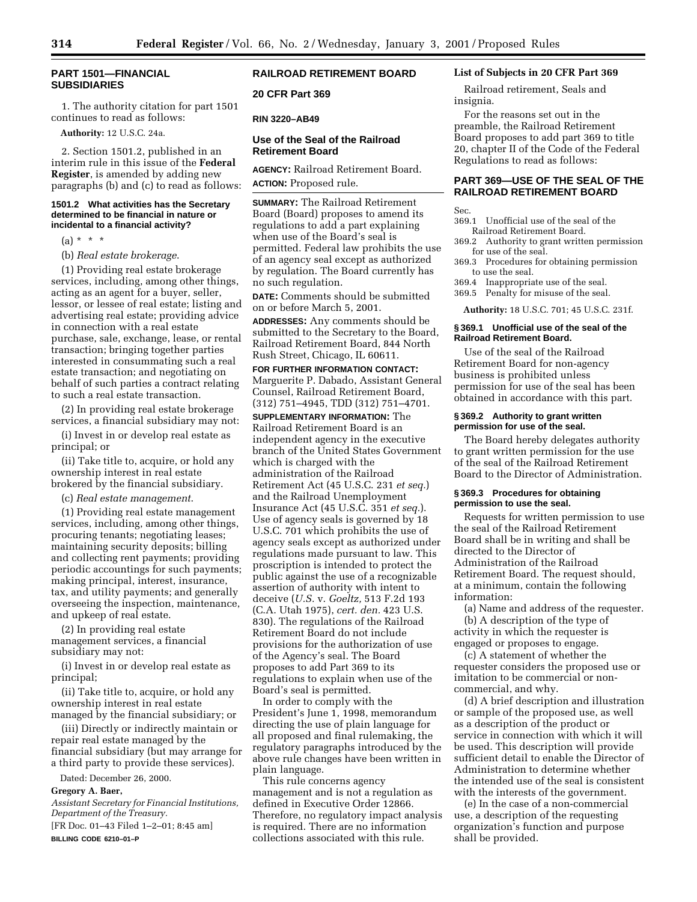## PART 1501—FINANCIAL SUBSIDIARIES

1. The authority citation for part 1501 continues to read as follows:

**Authority:** 12 U.S.C. 24a.

2. Section 1501.2, published in an interim rule in this issue of the **Federal Register**, is amended by adding new paragraphs (b) and (c) to read as follows:

### 1501.2 What activities has the Secretary determined to be financial in nature or incidental to a financial activity?

(a) * * *

(b) *Real estate brokerage.*

(1) Providing real estate brokerage services, including, among other things, acting as an agent for a buyer, seller, lessor, or lessee of real estate; listing and advertising real estate; providing advice in connection with a real estate purchase, sale, exchange, lease, or rental transaction; bringing together parties interested in consummating such a real estate transaction; and negotiating on behalf of such parties a contract relating to such a real estate transaction.

(2) In providing real estate brokerage services, a financial subsidiary may not:

(i) Invest in or develop real estate as principal; or

(ii) Take title to, acquire, or hold any ownership interest in real estate brokered by the financial subsidiary.

(c) *Real estate management.*

(1) Providing real estate management services, including, among other things, procuring tenants; negotiating leases; maintaining security deposits; billing and collecting rent payments; providing periodic accountings for such payments; making principal, interest, insurance, tax, and utility payments; and generally overseeing the inspection, maintenance, and upkeep of real estate.

(2) In providing real estate management services, a financial subsidiary may not:

(i) Invest in or develop real estate as principal;

(ii) Take title to, acquire, or hold any ownership interest in real estate managed by the financial subsidiary; or

(iii) Directly or indirectly maintain or repair real estate managed by the financial subsidiary (but may arrange for a third party to provide these services).

Dated: December 26, 2000.

**Gregory A. Baer,**

*Assistant Secretary for Financial Institutions, Department of the Treasury.*

[FR Doc. 01–43 Filed 1–2–01; 8:45 am]

**BILLING CODE 6210–01–P**

## RAILROAD RETIREMENT BOARD

## 20 CFR Part 369

**RIN 3220–AB49**

## Use of the Seal of the Railroad Retirement Board

**AGENCY:** Railroad Retirement Board.

**ACTION:** Proposed rule.

**SUMMARY:** The Railroad Retirement Board (Board) proposes to amend its regulations to add a part explaining when use of the Board's seal is permitted. Federal law prohibits the use of an agency seal except as authorized by regulation. The Board currently has no such regulation.

**DATE:** Comments should be submitted on or before March 5, 2001.

**ADDRESSES:** Any comments should be submitted to the Secretary to the Board, Railroad Retirement Board, 844 North Rush Street, Chicago, IL 60611.

**FOR FURTHER INFORMATION CONTACT:** Marguerite P. Dabado, Assistant General Counsel, Railroad Retirement Board, (312) 751–4945, TDD (312) 751–4701.

**SUPPLEMENTARY INFORMATION:** The Railroad Retirement Board is an independent agency in the executive branch of the United States Government which is charged with the administration of the Railroad Retirement Act (45 U.S.C. 231 *et seq.*) and the Railroad Unemployment Insurance Act (45 U.S.C. 351 *et seq.*). Use of agency seals is governed by 18 U.S.C. 701 which prohibits the use of agency seals except as authorized under regulations made pursuant to law. This proscription is intended to protect the public against the use of a recognizable assertion of authority with intent to deceive (*U.S.* v. *Goeltz,* 513 F.2d 193 (C.A. Utah 1975), *cert. den.* 423 U.S. 830). The regulations of the Railroad Retirement Board do not include provisions for the authorization of use of the Agency's seal. The Board proposes to add Part 369 to its regulations to explain when use of the Board's seal is permitted.

In order to comply with the President's June 1, 1998, memorandum directing the use of plain language for all proposed and final rulemaking, the regulatory paragraphs introduced by the above rule changes have been written in plain language.

This rule concerns agency management and is not a regulation as defined in Executive Order 12866. Therefore, no regulatory impact analysis is required. There are no information collections associated with this rule.

### List of Subjects in 20 CFR Part 369

Railroad retirement, Seals and insignia.

For the reasons set out in the preamble, the Railroad Retirement Board proposes to add part 369 to title 20, chapter II of the Code of the Federal Regulations to read as follows:

## PART 369—USE OF THE SEAL OF THE RAILROAD RETIREMENT BOARD

Sec.
369.1 Unofficial use of the seal of the Railroad Retirement Board.
369.2 Authority to grant written permission for use of the seal.
369.3 Procedures for obtaining permission to use the seal.
369.4 Inappropriate use of the seal.
369.5 Penalty for misuse of the seal.

**Authority:** 18 U.S.C. 701; 45 U.S.C. 231f.

### § 369.1 Unofficial use of the seal of the Railroad Retirement Board.

Use of the seal of the Railroad Retirement Board for non-agency business is prohibited unless permission for use of the seal has been obtained in accordance with this part.

### § 369.2 Authority to grant written permission for use of the seal.

The Board hereby delegates authority to grant written permission for the use of the seal of the Railroad Retirement Board to the Director of Administration.

### § 369.3 Procedures for obtaining permission to use the seal.

Requests for written permission to use the seal of the Railroad Retirement Board shall be in writing and shall be directed to the Director of Administration of the Railroad Retirement Board. The request should, at a minimum, contain the following information:

(a) Name and address of the requester.

(b) A description of the type of activity in which the requester is engaged or proposes to engage.

(c) A statement of whether the requester considers the proposed use or imitation to be commercial or non-commercial, and why.

(d) A brief description and illustration or sample of the proposed use, as well as a description of the product or service in connection with which it will be used. This description will provide sufficient detail to enable the Director of Administration to determine whether the intended use of the seal is consistent with the interests of the government.

(e) In the case of a non-commercial use, a description of the requesting organization's function and purpose shall be provided.